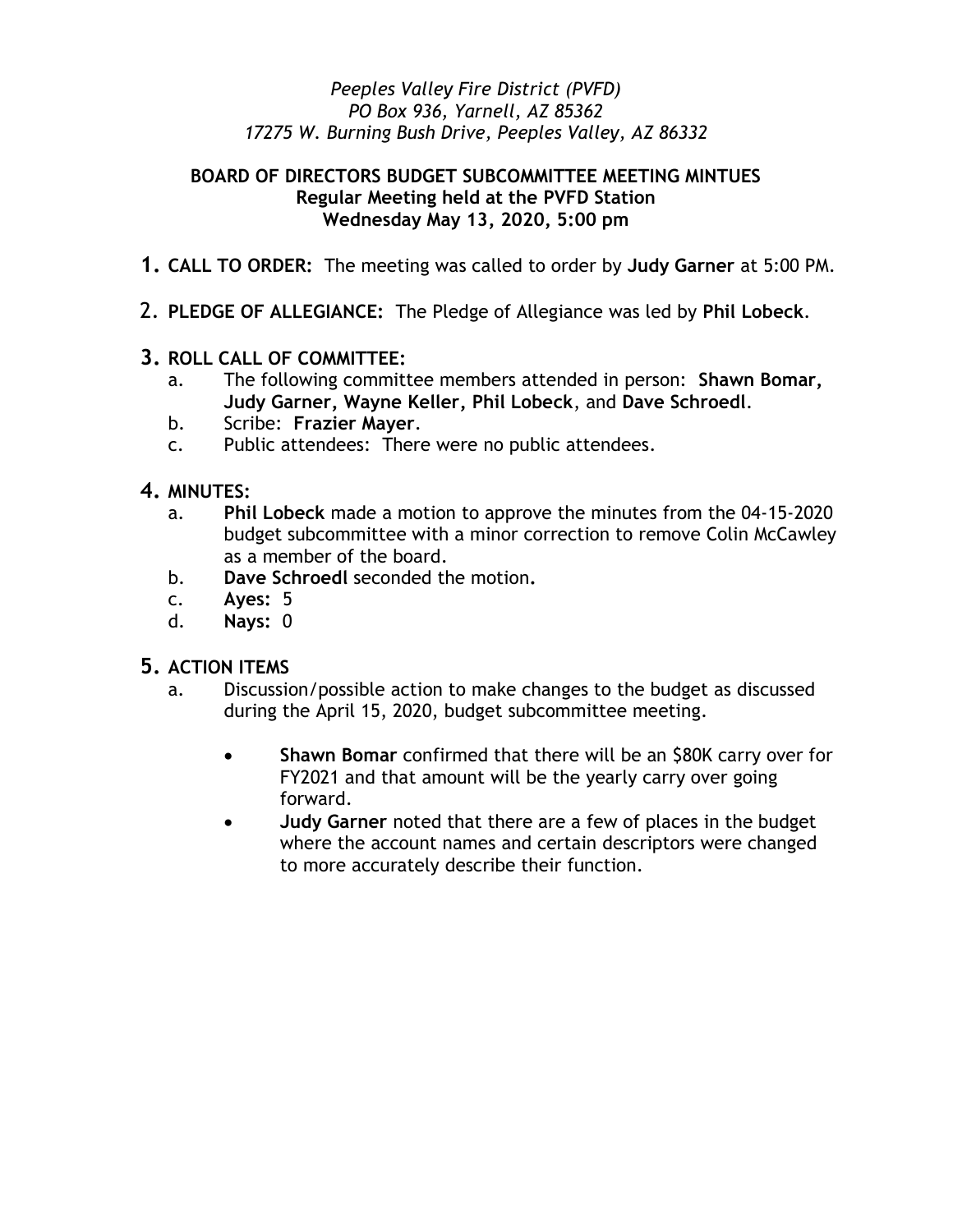*Peeples Valley Fire District (PVFD)*
*PO Box 936, Yarnell, AZ 85362*
*17275 W. Burning Bush Drive, Peeples Valley, AZ 86332*

**BOARD OF DIRECTORS BUDGET SUBCOMMITTEE MEETING MINTUES**
**Regular Meeting held at the PVFD Station**
**Wednesday May 13, 2020, 5:00 pm**

1. **CALL TO ORDER:** The meeting was called to order by **Judy Garner** at 5:00 PM.

2. **PLEDGE OF ALLEGIANCE:** The Pledge of Allegiance was led by **Phil Lobeck**.

3. **ROLL CALL OF COMMITTEE:**
   a. The following committee members attended in person: **Shawn Bomar, Judy Garner, Wayne Keller, Phil Lobeck**, and **Dave Schroedl**.
   b. Scribe: **Frazier Mayer**.
   c. Public attendees: There were no public attendees.

4. **MINUTES:**
   a. **Phil Lobeck** made a motion to approve the minutes from the 04-15-2020 budget subcommittee with a minor correction to remove Colin McCawley as a member of the board.
   b. **Dave Schroedl** seconded the motion**.**
   c. **Ayes:** 5
   d. **Nays:** 0

5. **ACTION ITEMS**
   a. Discussion/possible action to make changes to the budget as discussed during the April 15, 2020, budget subcommittee meeting.

      - **Shawn Bomar** confirmed that there will be an $80K carry over for FY2021 and that amount will be the yearly carry over going forward.
      - **Judy Garner** noted that there are a few of places in the budget where the account names and certain descriptors were changed to more accurately describe their function.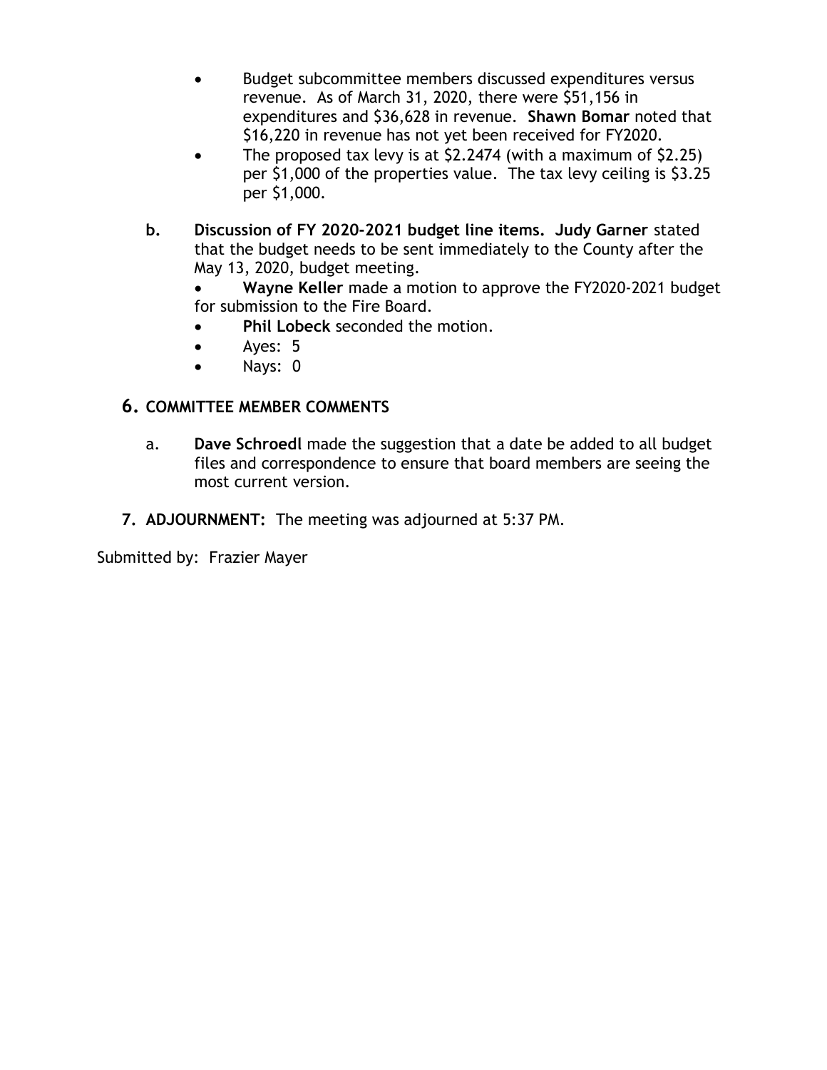- Budget subcommittee members discussed expenditures versus revenue. As of March 31, 2020, there were $51,156 in expenditures and $36,628 in revenue. **Shawn Bomar** noted that $16,220 in revenue has not yet been received for FY2020.
- The proposed tax levy is at $2.2474 (with a maximum of $2.25) per $1,000 of the properties value. The tax levy ceiling is $3.25 per $1,000.

**b. Discussion of FY 2020-2021 budget line items. Judy Garner** stated that the budget needs to be sent immediately to the County after the May 13, 2020, budget meeting.

- **Wayne Keller** made a motion to approve the FY2020-2021 budget for submission to the Fire Board.
- **Phil Lobeck** seconded the motion.
- Ayes: 5
- Nays: 0

## 6. COMMITTEE MEMBER COMMENTS

a. **Dave Schroedl** made the suggestion that a date be added to all budget files and correspondence to ensure that board members are seeing the most current version.

**7. ADJOURNMENT:** The meeting was adjourned at 5:37 PM.

Submitted by: Frazier Mayer